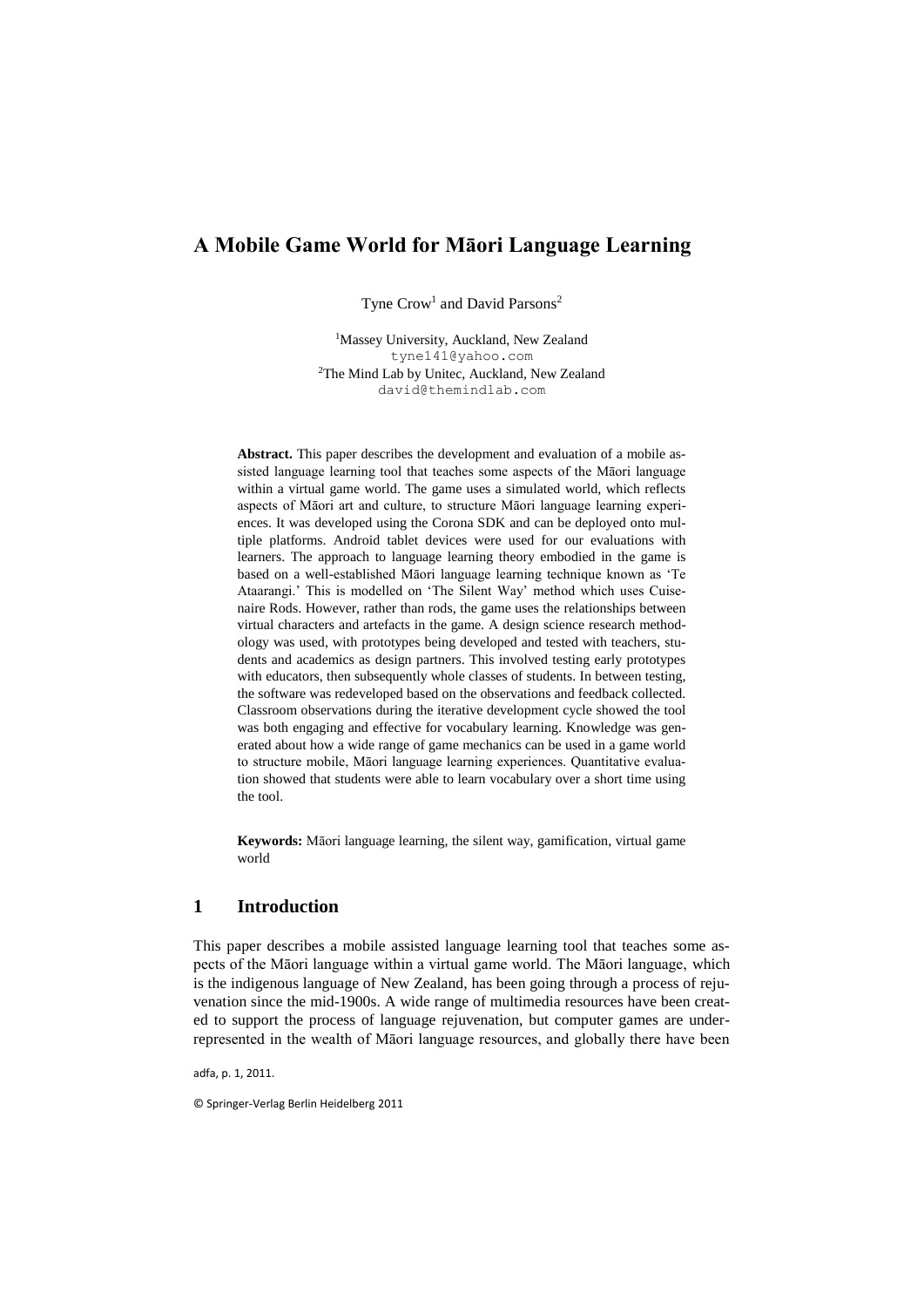# A Mobile Game World for Māori Language Learning

Tyne Crow[1] and David Parsons[2]

[1]Massey University, Auckland, New Zealand
tyne141@yahoo.com
[2]The Mind Lab by Unitec, Auckland, New Zealand
david@themindlab.com

**Abstract.** This paper describes the development and evaluation of a mobile assisted language learning tool that teaches some aspects of the Māori language within a virtual game world. The game uses a simulated world, which reflects aspects of Māori art and culture, to structure Māori language learning experiences. It was developed using the Corona SDK and can be deployed onto multiple platforms. Android tablet devices were used for our evaluations with learners. The approach to language learning theory embodied in the game is based on a well-established Māori language learning technique known as 'Te Ataarangi.' This is modelled on 'The Silent Way' method which uses Cuisenaire Rods. However, rather than rods, the game uses the relationships between virtual characters and artefacts in the game. A design science research methodology was used, with prototypes being developed and tested with teachers, students and academics as design partners. This involved testing early prototypes with educators, then subsequently whole classes of students. In between testing, the software was redeveloped based on the observations and feedback collected. Classroom observations during the iterative development cycle showed the tool was both engaging and effective for vocabulary learning. Knowledge was generated about how a wide range of game mechanics can be used in a game world to structure mobile, Māori language learning experiences. Quantitative evaluation showed that students were able to learn vocabulary over a short time using the tool.

**Keywords:** Māori language learning, the silent way, gamification, virtual game world

## 1 Introduction

This paper describes a mobile assisted language learning tool that teaches some aspects of the Māori language within a virtual game world. The Māori language, which is the indigenous language of New Zealand, has been going through a process of rejuvenation since the mid-1900s. A wide range of multimedia resources have been created to support the process of language rejuvenation, but computer games are underrepresented in the wealth of Māori language resources, and globally there have been

adfa, p. 1, 2011.

© Springer-Verlag Berlin Heidelberg 2011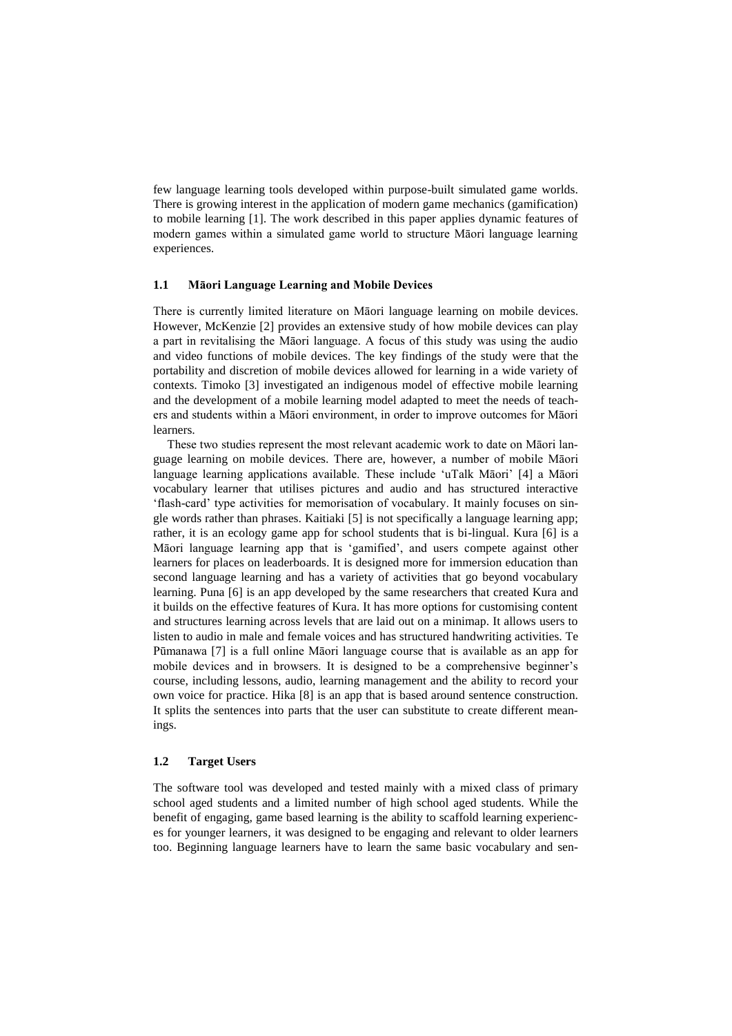few language learning tools developed within purpose-built simulated game worlds. There is growing interest in the application of modern game mechanics (gamification) to mobile learning [1]. The work described in this paper applies dynamic features of modern games within a simulated game world to structure Māori language learning experiences.

### 1.1 Māori Language Learning and Mobile Devices

There is currently limited literature on Māori language learning on mobile devices. However, McKenzie [2] provides an extensive study of how mobile devices can play a part in revitalising the Māori language. A focus of this study was using the audio and video functions of mobile devices. The key findings of the study were that the portability and discretion of mobile devices allowed for learning in a wide variety of contexts. Timoko [3] investigated an indigenous model of effective mobile learning and the development of a mobile learning model adapted to meet the needs of teachers and students within a Māori environment, in order to improve outcomes for Māori learners.

These two studies represent the most relevant academic work to date on Māori language learning on mobile devices. There are, however, a number of mobile Māori language learning applications available. These include 'uTalk Māori' [4] a Māori vocabulary learner that utilises pictures and audio and has structured interactive 'flash-card' type activities for memorisation of vocabulary. It mainly focuses on single words rather than phrases. Kaitiaki [5] is not specifically a language learning app; rather, it is an ecology game app for school students that is bi-lingual. Kura [6] is a Māori language learning app that is 'gamified', and users compete against other learners for places on leaderboards. It is designed more for immersion education than second language learning and has a variety of activities that go beyond vocabulary learning. Puna [6] is an app developed by the same researchers that created Kura and it builds on the effective features of Kura. It has more options for customising content and structures learning across levels that are laid out on a minimap. It allows users to listen to audio in male and female voices and has structured handwriting activities. Te Pūmanawa [7] is a full online Māori language course that is available as an app for mobile devices and in browsers. It is designed to be a comprehensive beginner's course, including lessons, audio, learning management and the ability to record your own voice for practice. Hika [8] is an app that is based around sentence construction. It splits the sentences into parts that the user can substitute to create different meanings.

### 1.2 Target Users

The software tool was developed and tested mainly with a mixed class of primary school aged students and a limited number of high school aged students. While the benefit of engaging, game based learning is the ability to scaffold learning experiences for younger learners, it was designed to be engaging and relevant to older learners too. Beginning language learners have to learn the same basic vocabulary and sen-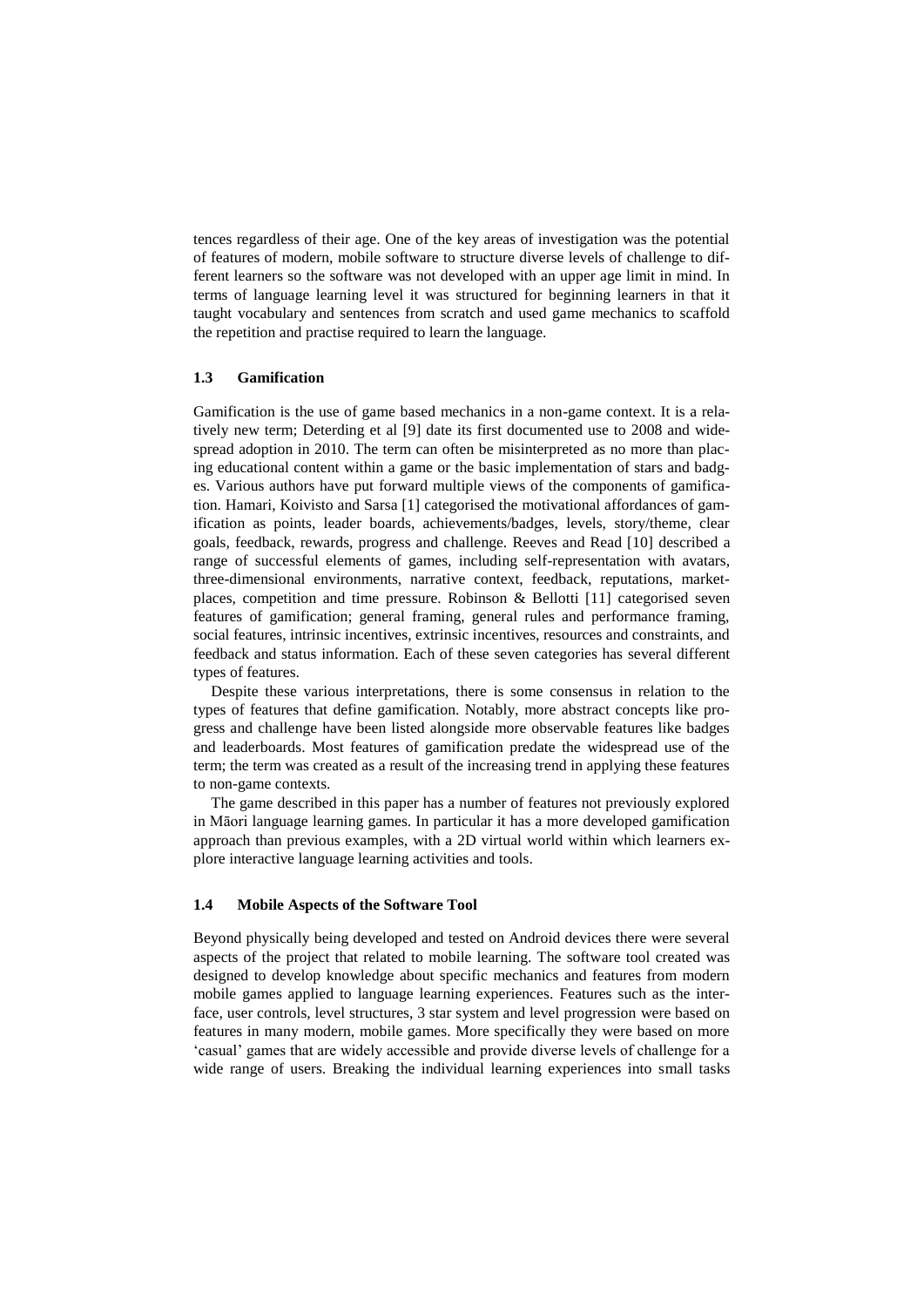tences regardless of their age. One of the key areas of investigation was the potential of features of modern, mobile software to structure diverse levels of challenge to different learners so the software was not developed with an upper age limit in mind. In terms of language learning level it was structured for beginning learners in that it taught vocabulary and sentences from scratch and used game mechanics to scaffold the repetition and practise required to learn the language.

### 1.3 Gamification

Gamification is the use of game based mechanics in a non-game context. It is a relatively new term; Deterding et al [9] date its first documented use to 2008 and widespread adoption in 2010. The term can often be misinterpreted as no more than placing educational content within a game or the basic implementation of stars and badges. Various authors have put forward multiple views of the components of gamification. Hamari, Koivisto and Sarsa [1] categorised the motivational affordances of gamification as points, leader boards, achievements/badges, levels, story/theme, clear goals, feedback, rewards, progress and challenge. Reeves and Read [10] described a range of successful elements of games, including self-representation with avatars, three-dimensional environments, narrative context, feedback, reputations, marketplaces, competition and time pressure. Robinson & Bellotti [11] categorised seven features of gamification; general framing, general rules and performance framing, social features, intrinsic incentives, extrinsic incentives, resources and constraints, and feedback and status information. Each of these seven categories has several different types of features.

Despite these various interpretations, there is some consensus in relation to the types of features that define gamification. Notably, more abstract concepts like progress and challenge have been listed alongside more observable features like badges and leaderboards. Most features of gamification predate the widespread use of the term; the term was created as a result of the increasing trend in applying these features to non-game contexts.

The game described in this paper has a number of features not previously explored in Māori language learning games. In particular it has a more developed gamification approach than previous examples, with a 2D virtual world within which learners explore interactive language learning activities and tools.

### 1.4 Mobile Aspects of the Software Tool

Beyond physically being developed and tested on Android devices there were several aspects of the project that related to mobile learning. The software tool created was designed to develop knowledge about specific mechanics and features from modern mobile games applied to language learning experiences. Features such as the interface, user controls, level structures, 3 star system and level progression were based on features in many modern, mobile games. More specifically they were based on more 'casual' games that are widely accessible and provide diverse levels of challenge for a wide range of users. Breaking the individual learning experiences into small tasks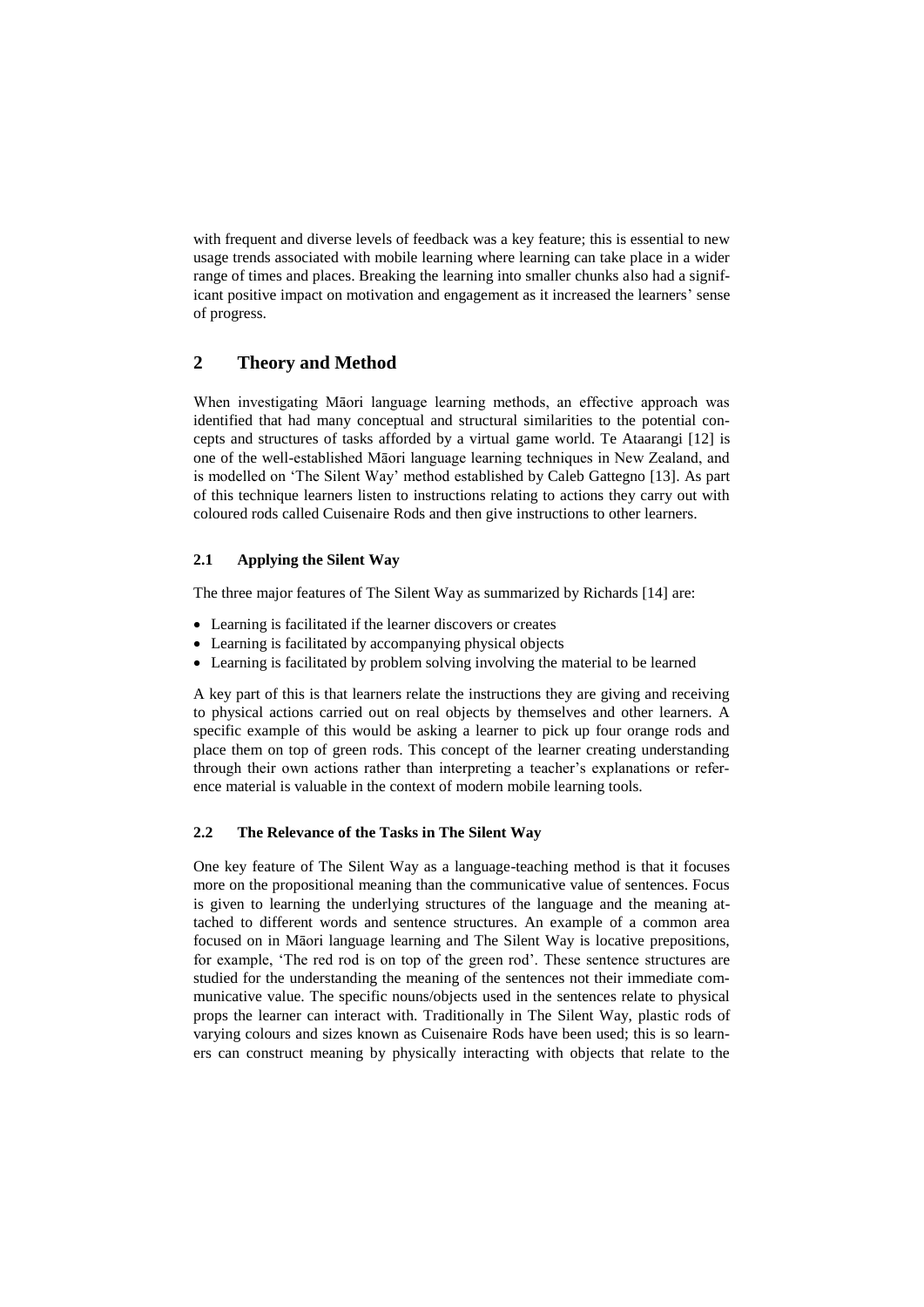with frequent and diverse levels of feedback was a key feature; this is essential to new usage trends associated with mobile learning where learning can take place in a wider range of times and places. Breaking the learning into smaller chunks also had a significant positive impact on motivation and engagement as it increased the learners' sense of progress.

## 2 Theory and Method

When investigating Māori language learning methods, an effective approach was identified that had many conceptual and structural similarities to the potential concepts and structures of tasks afforded by a virtual game world. Te Ataarangi [12] is one of the well-established Māori language learning techniques in New Zealand, and is modelled on 'The Silent Way' method established by Caleb Gattegno [13]. As part of this technique learners listen to instructions relating to actions they carry out with coloured rods called Cuisenaire Rods and then give instructions to other learners.

### 2.1 Applying the Silent Way

The three major features of The Silent Way as summarized by Richards [14] are:

- Learning is facilitated if the learner discovers or creates
- Learning is facilitated by accompanying physical objects
- Learning is facilitated by problem solving involving the material to be learned

A key part of this is that learners relate the instructions they are giving and receiving to physical actions carried out on real objects by themselves and other learners. A specific example of this would be asking a learner to pick up four orange rods and place them on top of green rods. This concept of the learner creating understanding through their own actions rather than interpreting a teacher's explanations or reference material is valuable in the context of modern mobile learning tools.

### 2.2 The Relevance of the Tasks in The Silent Way

One key feature of The Silent Way as a language-teaching method is that it focuses more on the propositional meaning than the communicative value of sentences. Focus is given to learning the underlying structures of the language and the meaning attached to different words and sentence structures. An example of a common area focused on in Māori language learning and The Silent Way is locative prepositions, for example, 'The red rod is on top of the green rod'. These sentence structures are studied for the understanding the meaning of the sentences not their immediate communicative value. The specific nouns/objects used in the sentences relate to physical props the learner can interact with. Traditionally in The Silent Way, plastic rods of varying colours and sizes known as Cuisenaire Rods have been used; this is so learners can construct meaning by physically interacting with objects that relate to the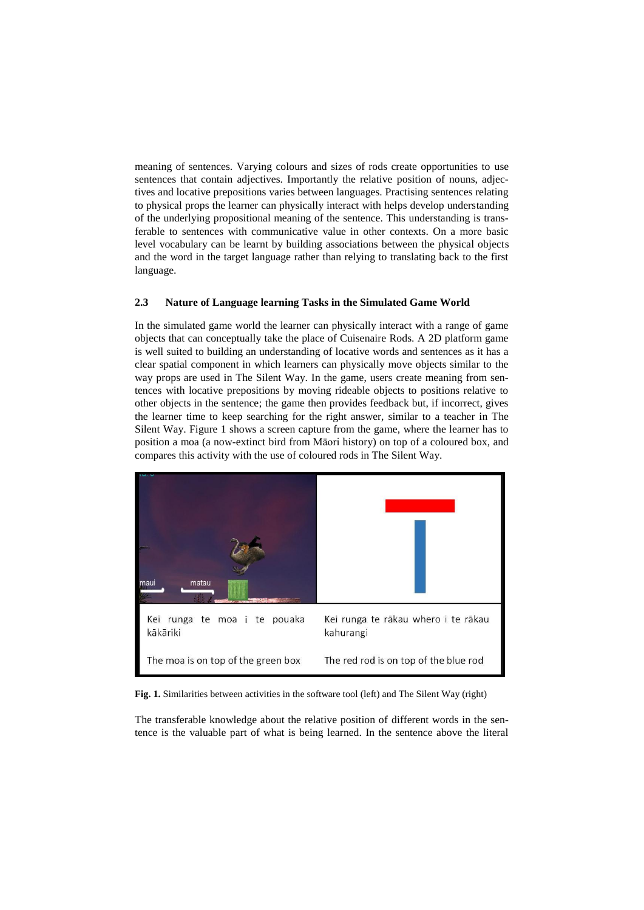meaning of sentences. Varying colours and sizes of rods create opportunities to use sentences that contain adjectives. Importantly the relative position of nouns, adjectives and locative prepositions varies between languages. Practising sentences relating to physical props the learner can physically interact with helps develop understanding of the underlying propositional meaning of the sentence. This understanding is transferable to sentences with communicative value in other contexts. On a more basic level vocabulary can be learnt by building associations between the physical objects and the word in the target language rather than relying to translating back to the first language.

### 2.3 Nature of Language learning Tasks in the Simulated Game World

In the simulated game world the learner can physically interact with a range of game objects that can conceptually take the place of Cuisenaire Rods. A 2D platform game is well suited to building an understanding of locative words and sentences as it has a clear spatial component in which learners can physically move objects similar to the way props are used in The Silent Way. In the game, users create meaning from sentences with locative prepositions by moving rideable objects to positions relative to other objects in the sentence; the game then provides feedback but, if incorrect, gives the learner time to keep searching for the right answer, similar to a teacher in The Silent Way. Figure 1 shows a screen capture from the game, where the learner has to position a moa (a now-extinct bird from Māori history) on top of a coloured box, and compares this activity with the use of coloured rods in The Silent Way.

| | |
|---|---|
| Kei runga te moa i te pouaka kākāriki | Kei runga te rākau whero i te rākau kahurangi |
| The moa is on top of the green box | The red rod is on top of the blue rod |

**Fig. 1.** Similarities between activities in the software tool (left) and The Silent Way (right)

The transferable knowledge about the relative position of different words in the sentence is the valuable part of what is being learned. In the sentence above the literal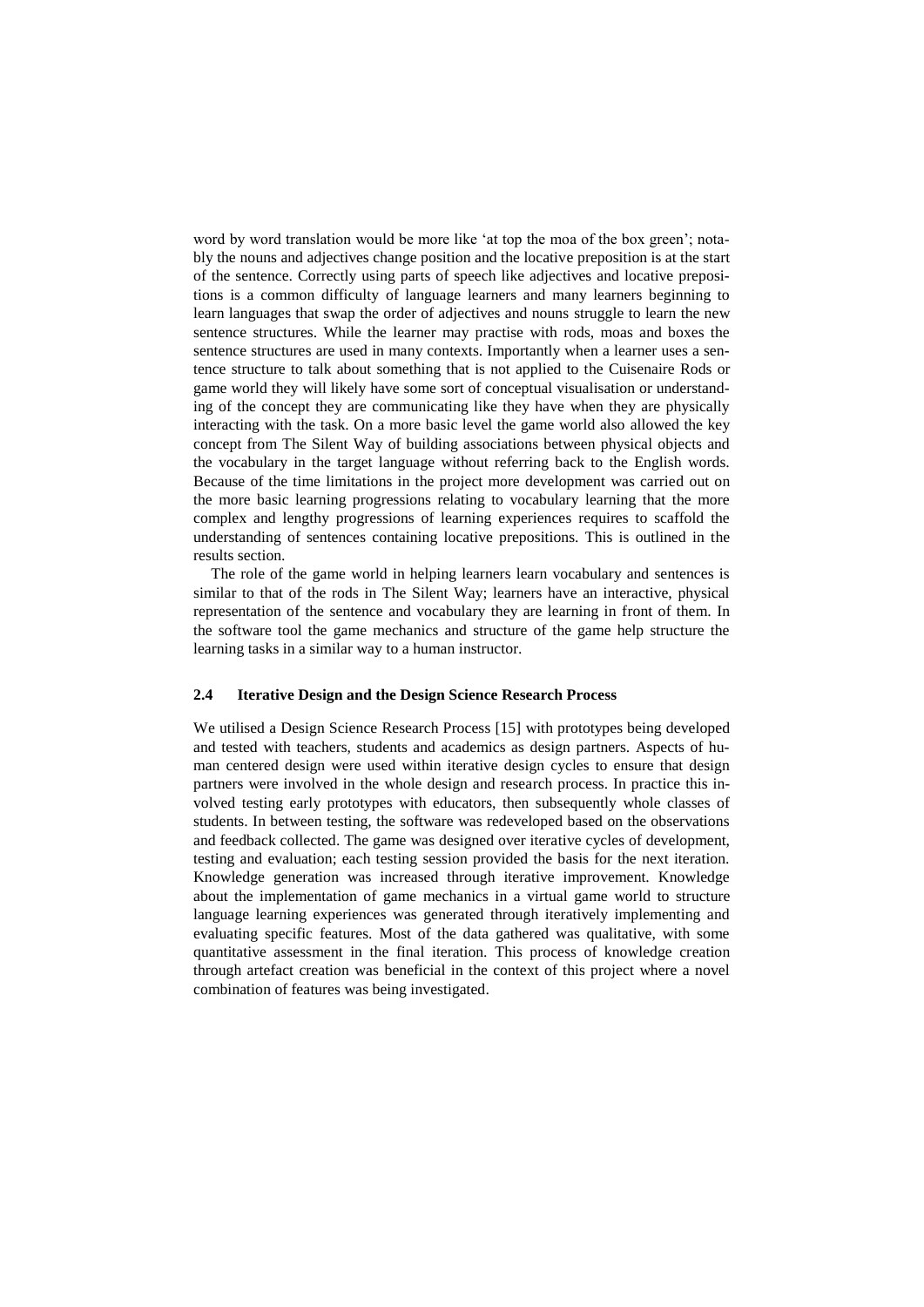word by word translation would be more like 'at top the moa of the box green'; notably the nouns and adjectives change position and the locative preposition is at the start of the sentence. Correctly using parts of speech like adjectives and locative prepositions is a common difficulty of language learners and many learners beginning to learn languages that swap the order of adjectives and nouns struggle to learn the new sentence structures. While the learner may practise with rods, moas and boxes the sentence structures are used in many contexts. Importantly when a learner uses a sentence structure to talk about something that is not applied to the Cuisenaire Rods or game world they will likely have some sort of conceptual visualisation or understanding of the concept they are communicating like they have when they are physically interacting with the task. On a more basic level the game world also allowed the key concept from The Silent Way of building associations between physical objects and the vocabulary in the target language without referring back to the English words. Because of the time limitations in the project more development was carried out on the more basic learning progressions relating to vocabulary learning that the more complex and lengthy progressions of learning experiences requires to scaffold the understanding of sentences containing locative prepositions. This is outlined in the results section.

The role of the game world in helping learners learn vocabulary and sentences is similar to that of the rods in The Silent Way; learners have an interactive, physical representation of the sentence and vocabulary they are learning in front of them. In the software tool the game mechanics and structure of the game help structure the learning tasks in a similar way to a human instructor.

### 2.4 Iterative Design and the Design Science Research Process

We utilised a Design Science Research Process [15] with prototypes being developed and tested with teachers, students and academics as design partners. Aspects of human centered design were used within iterative design cycles to ensure that design partners were involved in the whole design and research process. In practice this involved testing early prototypes with educators, then subsequently whole classes of students. In between testing, the software was redeveloped based on the observations and feedback collected. The game was designed over iterative cycles of development, testing and evaluation; each testing session provided the basis for the next iteration. Knowledge generation was increased through iterative improvement. Knowledge about the implementation of game mechanics in a virtual game world to structure language learning experiences was generated through iteratively implementing and evaluating specific features. Most of the data gathered was qualitative, with some quantitative assessment in the final iteration. This process of knowledge creation through artefact creation was beneficial in the context of this project where a novel combination of features was being investigated.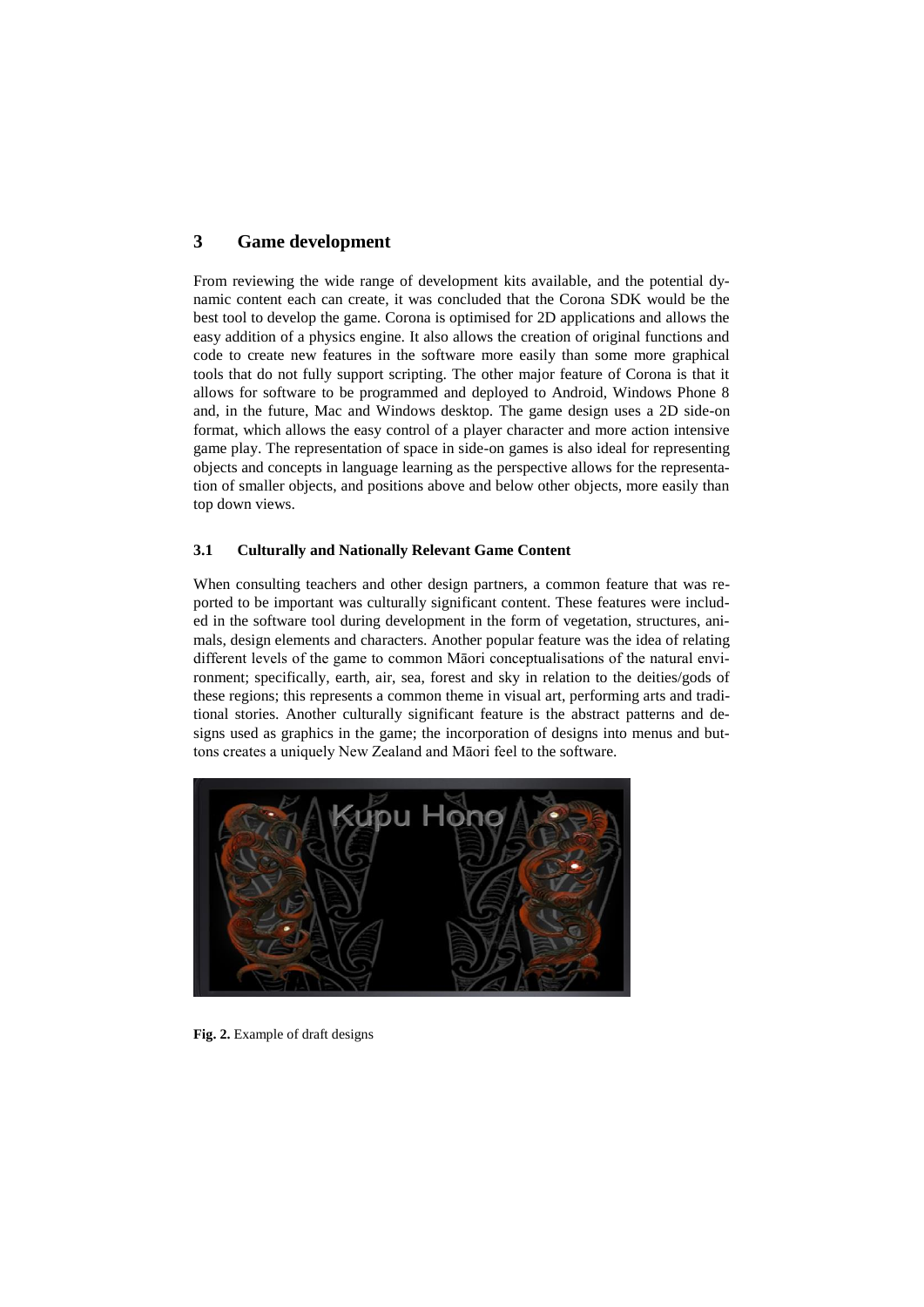## 3 Game development

From reviewing the wide range of development kits available, and the potential dynamic content each can create, it was concluded that the Corona SDK would be the best tool to develop the game. Corona is optimised for 2D applications and allows the easy addition of a physics engine. It also allows the creation of original functions and code to create new features in the software more easily than some more graphical tools that do not fully support scripting. The other major feature of Corona is that it allows for software to be programmed and deployed to Android, Windows Phone 8 and, in the future, Mac and Windows desktop. The game design uses a 2D side-on format, which allows the easy control of a player character and more action intensive game play. The representation of space in side-on games is also ideal for representing objects and concepts in language learning as the perspective allows for the representation of smaller objects, and positions above and below other objects, more easily than top down views.

### 3.1 Culturally and Nationally Relevant Game Content

When consulting teachers and other design partners, a common feature that was reported to be important was culturally significant content. These features were included in the software tool during development in the form of vegetation, structures, animals, design elements and characters. Another popular feature was the idea of relating different levels of the game to common Māori conceptualisations of the natural environment; specifically, earth, air, sea, forest and sky in relation to the deities/gods of these regions; this represents a common theme in visual art, performing arts and traditional stories. Another culturally significant feature is the abstract patterns and designs used as graphics in the game; the incorporation of designs into menus and buttons creates a uniquely New Zealand and Māori feel to the software.

**Fig. 2.** Example of draft designs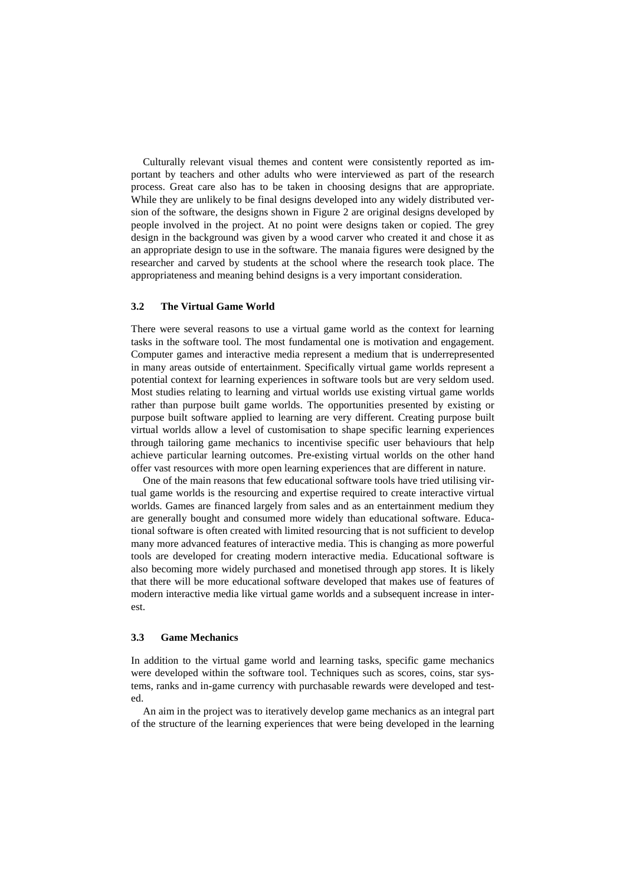Culturally relevant visual themes and content were consistently reported as important by teachers and other adults who were interviewed as part of the research process. Great care also has to be taken in choosing designs that are appropriate. While they are unlikely to be final designs developed into any widely distributed version of the software, the designs shown in Figure 2 are original designs developed by people involved in the project. At no point were designs taken or copied. The grey design in the background was given by a wood carver who created it and chose it as an appropriate design to use in the software. The manaia figures were designed by the researcher and carved by students at the school where the research took place. The appropriateness and meaning behind designs is a very important consideration.

### 3.2 The Virtual Game World

There were several reasons to use a virtual game world as the context for learning tasks in the software tool. The most fundamental one is motivation and engagement. Computer games and interactive media represent a medium that is underrepresented in many areas outside of entertainment. Specifically virtual game worlds represent a potential context for learning experiences in software tools but are very seldom used. Most studies relating to learning and virtual worlds use existing virtual game worlds rather than purpose built game worlds. The opportunities presented by existing or purpose built software applied to learning are very different. Creating purpose built virtual worlds allow a level of customisation to shape specific learning experiences through tailoring game mechanics to incentivise specific user behaviours that help achieve particular learning outcomes. Pre-existing virtual worlds on the other hand offer vast resources with more open learning experiences that are different in nature.

One of the main reasons that few educational software tools have tried utilising virtual game worlds is the resourcing and expertise required to create interactive virtual worlds. Games are financed largely from sales and as an entertainment medium they are generally bought and consumed more widely than educational software. Educational software is often created with limited resourcing that is not sufficient to develop many more advanced features of interactive media. This is changing as more powerful tools are developed for creating modern interactive media. Educational software is also becoming more widely purchased and monetised through app stores. It is likely that there will be more educational software developed that makes use of features of modern interactive media like virtual game worlds and a subsequent increase in interest.

### 3.3 Game Mechanics

In addition to the virtual game world and learning tasks, specific game mechanics were developed within the software tool. Techniques such as scores, coins, star systems, ranks and in-game currency with purchasable rewards were developed and tested.

An aim in the project was to iteratively develop game mechanics as an integral part of the structure of the learning experiences that were being developed in the learning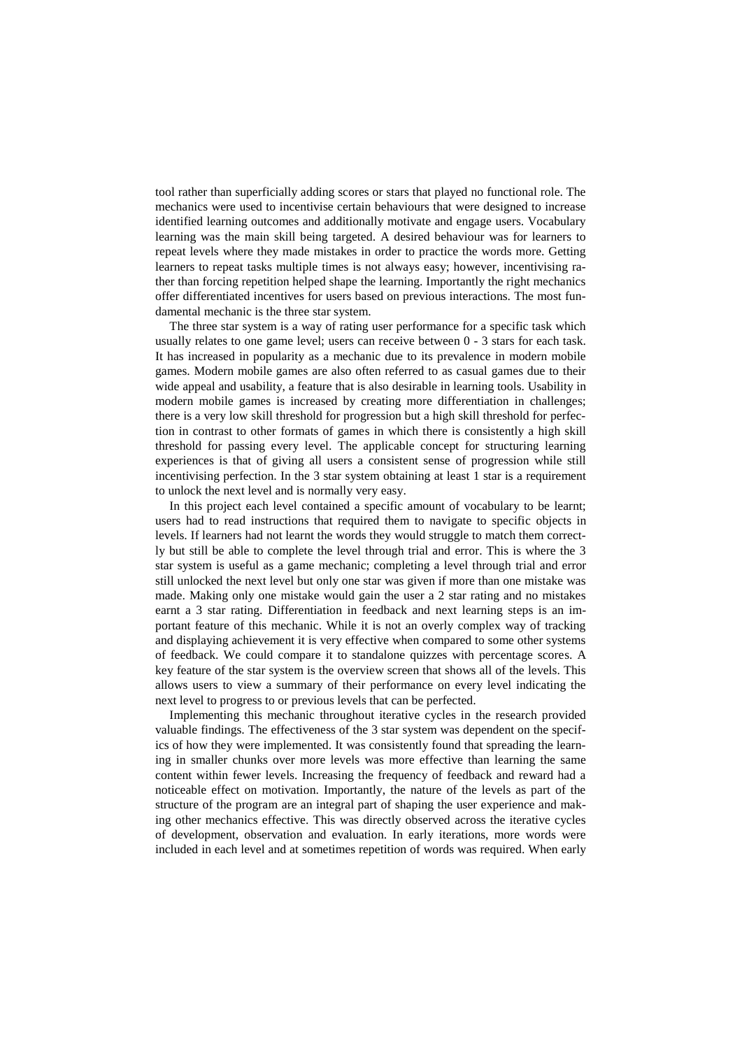tool rather than superficially adding scores or stars that played no functional role. The mechanics were used to incentivise certain behaviours that were designed to increase identified learning outcomes and additionally motivate and engage users. Vocabulary learning was the main skill being targeted. A desired behaviour was for learners to repeat levels where they made mistakes in order to practice the words more. Getting learners to repeat tasks multiple times is not always easy; however, incentivising rather than forcing repetition helped shape the learning. Importantly the right mechanics offer differentiated incentives for users based on previous interactions. The most fundamental mechanic is the three star system.

The three star system is a way of rating user performance for a specific task which usually relates to one game level; users can receive between 0 - 3 stars for each task. It has increased in popularity as a mechanic due to its prevalence in modern mobile games. Modern mobile games are also often referred to as casual games due to their wide appeal and usability, a feature that is also desirable in learning tools. Usability in modern mobile games is increased by creating more differentiation in challenges; there is a very low skill threshold for progression but a high skill threshold for perfection in contrast to other formats of games in which there is consistently a high skill threshold for passing every level. The applicable concept for structuring learning experiences is that of giving all users a consistent sense of progression while still incentivising perfection. In the 3 star system obtaining at least 1 star is a requirement to unlock the next level and is normally very easy.

In this project each level contained a specific amount of vocabulary to be learnt; users had to read instructions that required them to navigate to specific objects in levels. If learners had not learnt the words they would struggle to match them correctly but still be able to complete the level through trial and error. This is where the 3 star system is useful as a game mechanic; completing a level through trial and error still unlocked the next level but only one star was given if more than one mistake was made. Making only one mistake would gain the user a 2 star rating and no mistakes earnt a 3 star rating. Differentiation in feedback and next learning steps is an important feature of this mechanic. While it is not an overly complex way of tracking and displaying achievement it is very effective when compared to some other systems of feedback. We could compare it to standalone quizzes with percentage scores. A key feature of the star system is the overview screen that shows all of the levels. This allows users to view a summary of their performance on every level indicating the next level to progress to or previous levels that can be perfected.

Implementing this mechanic throughout iterative cycles in the research provided valuable findings. The effectiveness of the 3 star system was dependent on the specifics of how they were implemented. It was consistently found that spreading the learning in smaller chunks over more levels was more effective than learning the same content within fewer levels. Increasing the frequency of feedback and reward had a noticeable effect on motivation. Importantly, the nature of the levels as part of the structure of the program are an integral part of shaping the user experience and making other mechanics effective. This was directly observed across the iterative cycles of development, observation and evaluation. In early iterations, more words were included in each level and at sometimes repetition of words was required. When early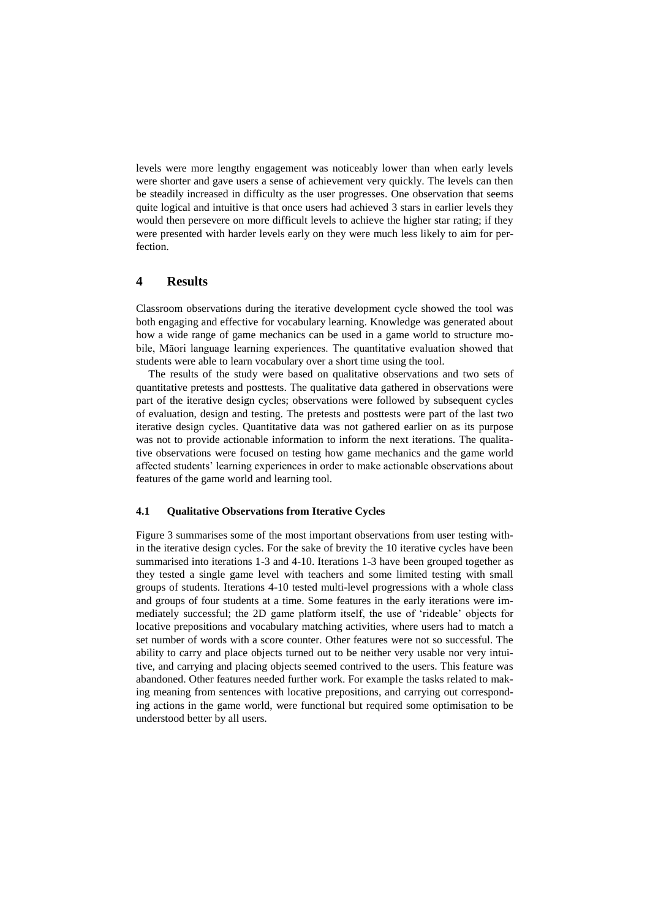levels were more lengthy engagement was noticeably lower than when early levels were shorter and gave users a sense of achievement very quickly. The levels can then be steadily increased in difficulty as the user progresses. One observation that seems quite logical and intuitive is that once users had achieved 3 stars in earlier levels they would then persevere on more difficult levels to achieve the higher star rating; if they were presented with harder levels early on they were much less likely to aim for perfection.

# 4 Results

Classroom observations during the iterative development cycle showed the tool was both engaging and effective for vocabulary learning. Knowledge was generated about how a wide range of game mechanics can be used in a game world to structure mobile, Māori language learning experiences. The quantitative evaluation showed that students were able to learn vocabulary over a short time using the tool.

The results of the study were based on qualitative observations and two sets of quantitative pretests and posttests. The qualitative data gathered in observations were part of the iterative design cycles; observations were followed by subsequent cycles of evaluation, design and testing. The pretests and posttests were part of the last two iterative design cycles. Quantitative data was not gathered earlier on as its purpose was not to provide actionable information to inform the next iterations. The qualitative observations were focused on testing how game mechanics and the game world affected students' learning experiences in order to make actionable observations about features of the game world and learning tool.

## 4.1 Qualitative Observations from Iterative Cycles

Figure 3 summarises some of the most important observations from user testing within the iterative design cycles. For the sake of brevity the 10 iterative cycles have been summarised into iterations 1-3 and 4-10. Iterations 1-3 have been grouped together as they tested a single game level with teachers and some limited testing with small groups of students. Iterations 4-10 tested multi-level progressions with a whole class and groups of four students at a time. Some features in the early iterations were immediately successful; the 2D game platform itself, the use of 'rideable' objects for locative prepositions and vocabulary matching activities, where users had to match a set number of words with a score counter. Other features were not so successful. The ability to carry and place objects turned out to be neither very usable nor very intuitive, and carrying and placing objects seemed contrived to the users. This feature was abandoned. Other features needed further work. For example the tasks related to making meaning from sentences with locative prepositions, and carrying out corresponding actions in the game world, were functional but required some optimisation to be understood better by all users.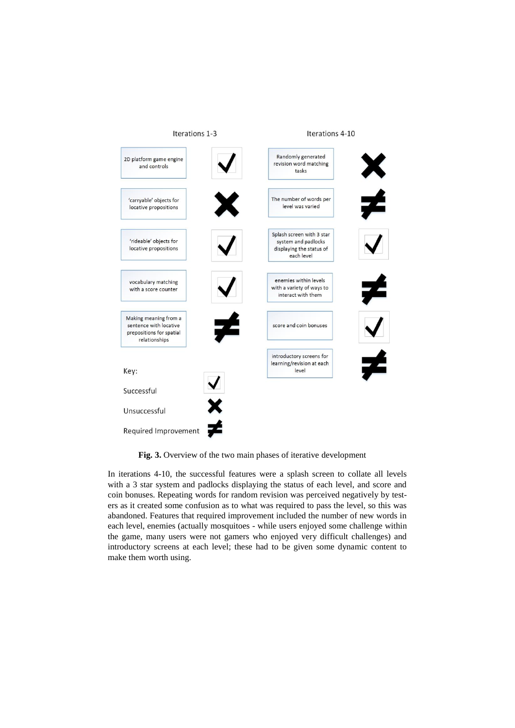| Iterations 1-3 | | Iterations 4-10 | |
|---|---|---|---|
| 2D platform game engine and controls | ✓ | Randomly generated revision word matching tasks | ✗ |
| 'carryable' objects for locative propositions | ✗ | The number of words per level was varied | ≠ |
| 'rideable' objects for locative propositions | ✓ | Splash screen with 3 star system and padlocks displaying the status of each level | ✓ |
| vocabulary matching with a score counter | ✓ | enemies within levels with a variety of ways to interact with them | ≠ |
| Making meaning from a sentence with locative prepositions for spatial relationships | ≠ | score and coin bonuses | ✓ |
| | | introductory screens for learning/revision at each level | ≠ |

Key:

- Successful ✓
- Unsuccessful ✗
- Required Improvement ≠

**Fig. 3.** Overview of the two main phases of iterative development

In iterations 4-10, the successful features were a splash screen to collate all levels with a 3 star system and padlocks displaying the status of each level, and score and coin bonuses. Repeating words for random revision was perceived negatively by testers as it created some confusion as to what was required to pass the level, so this was abandoned. Features that required improvement included the number of new words in each level, enemies (actually mosquitoes - while users enjoyed some challenge within the game, many users were not gamers who enjoyed very difficult challenges) and introductory screens at each level; these had to be given some dynamic content to make them worth using.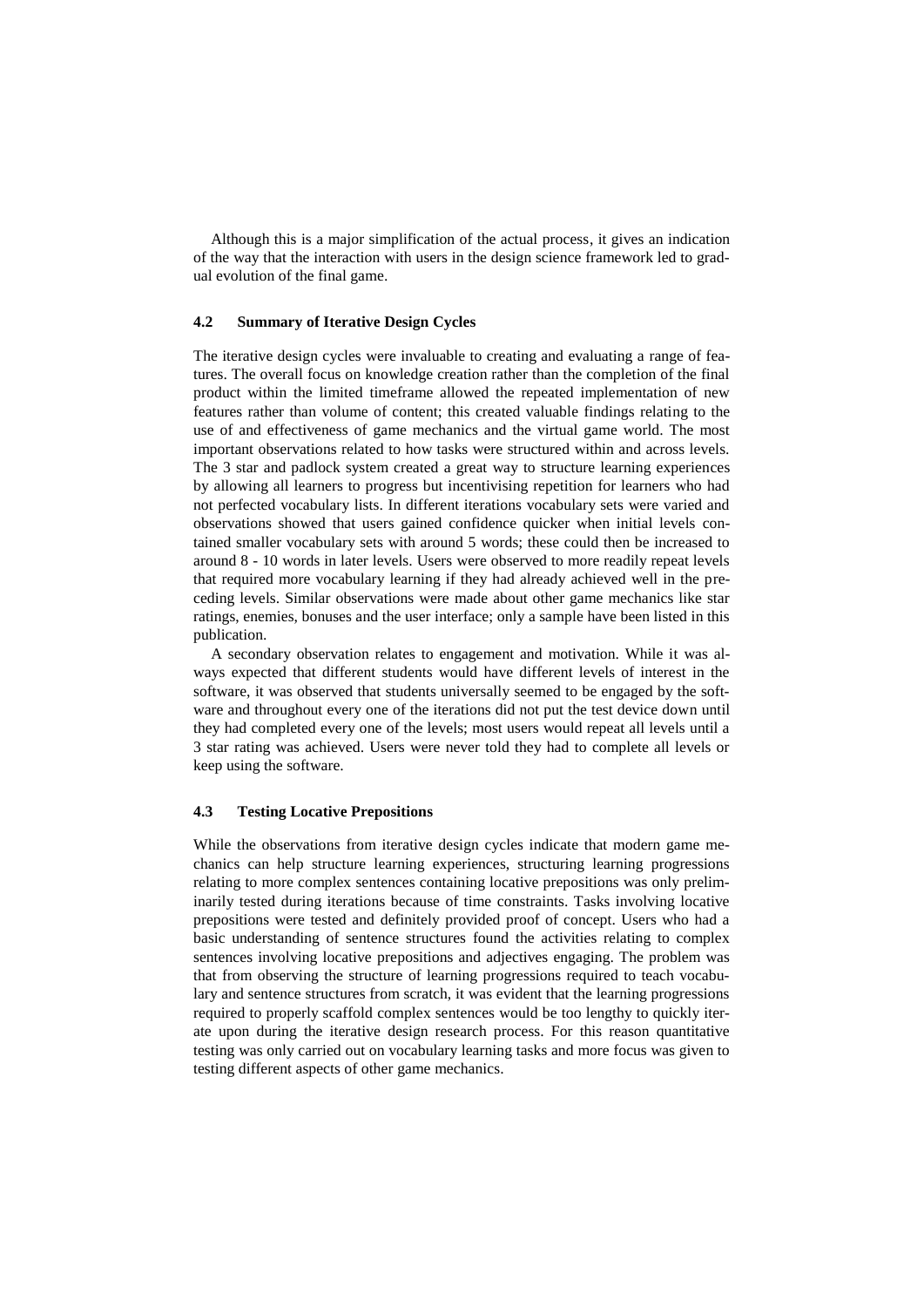Although this is a major simplification of the actual process, it gives an indication of the way that the interaction with users in the design science framework led to gradual evolution of the final game.

### 4.2 Summary of Iterative Design Cycles

The iterative design cycles were invaluable to creating and evaluating a range of features. The overall focus on knowledge creation rather than the completion of the final product within the limited timeframe allowed the repeated implementation of new features rather than volume of content; this created valuable findings relating to the use of and effectiveness of game mechanics and the virtual game world. The most important observations related to how tasks were structured within and across levels. The 3 star and padlock system created a great way to structure learning experiences by allowing all learners to progress but incentivising repetition for learners who had not perfected vocabulary lists. In different iterations vocabulary sets were varied and observations showed that users gained confidence quicker when initial levels contained smaller vocabulary sets with around 5 words; these could then be increased to around 8 - 10 words in later levels. Users were observed to more readily repeat levels that required more vocabulary learning if they had already achieved well in the preceding levels. Similar observations were made about other game mechanics like star ratings, enemies, bonuses and the user interface; only a sample have been listed in this publication.

A secondary observation relates to engagement and motivation. While it was always expected that different students would have different levels of interest in the software, it was observed that students universally seemed to be engaged by the software and throughout every one of the iterations did not put the test device down until they had completed every one of the levels; most users would repeat all levels until a 3 star rating was achieved. Users were never told they had to complete all levels or keep using the software.

### 4.3 Testing Locative Prepositions

While the observations from iterative design cycles indicate that modern game mechanics can help structure learning experiences, structuring learning progressions relating to more complex sentences containing locative prepositions was only preliminarily tested during iterations because of time constraints. Tasks involving locative prepositions were tested and definitely provided proof of concept. Users who had a basic understanding of sentence structures found the activities relating to complex sentences involving locative prepositions and adjectives engaging. The problem was that from observing the structure of learning progressions required to teach vocabulary and sentence structures from scratch, it was evident that the learning progressions required to properly scaffold complex sentences would be too lengthy to quickly iterate upon during the iterative design research process. For this reason quantitative testing was only carried out on vocabulary learning tasks and more focus was given to testing different aspects of other game mechanics.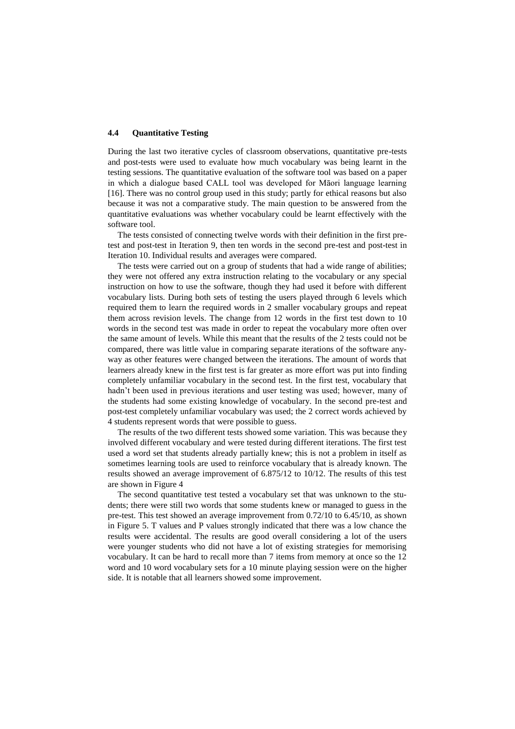### 4.4 Quantitative Testing

During the last two iterative cycles of classroom observations, quantitative pre-tests and post-tests were used to evaluate how much vocabulary was being learnt in the testing sessions. The quantitative evaluation of the software tool was based on a paper in which a dialogue based CALL tool was developed for Māori language learning [16]. There was no control group used in this study; partly for ethical reasons but also because it was not a comparative study. The main question to be answered from the quantitative evaluations was whether vocabulary could be learnt effectively with the software tool.

The tests consisted of connecting twelve words with their definition in the first pre-test and post-test in Iteration 9, then ten words in the second pre-test and post-test in Iteration 10. Individual results and averages were compared.

The tests were carried out on a group of students that had a wide range of abilities; they were not offered any extra instruction relating to the vocabulary or any special instruction on how to use the software, though they had used it before with different vocabulary lists. During both sets of testing the users played through 6 levels which required them to learn the required words in 2 smaller vocabulary groups and repeat them across revision levels. The change from 12 words in the first test down to 10 words in the second test was made in order to repeat the vocabulary more often over the same amount of levels. While this meant that the results of the 2 tests could not be compared, there was little value in comparing separate iterations of the software anyway as other features were changed between the iterations. The amount of words that learners already knew in the first test is far greater as more effort was put into finding completely unfamiliar vocabulary in the second test. In the first test, vocabulary that hadn't been used in previous iterations and user testing was used; however, many of the students had some existing knowledge of vocabulary. In the second pre-test and post-test completely unfamiliar vocabulary was used; the 2 correct words achieved by 4 students represent words that were possible to guess.

The results of the two different tests showed some variation. This was because they involved different vocabulary and were tested during different iterations. The first test used a word set that students already partially knew; this is not a problem in itself as sometimes learning tools are used to reinforce vocabulary that is already known. The results showed an average improvement of 6.875/12 to 10/12. The results of this test are shown in Figure 4

The second quantitative test tested a vocabulary set that was unknown to the students; there were still two words that some students knew or managed to guess in the pre-test. This test showed an average improvement from 0.72/10 to 6.45/10, as shown in Figure 5. T values and P values strongly indicated that there was a low chance the results were accidental. The results are good overall considering a lot of the users were younger students who did not have a lot of existing strategies for memorising vocabulary. It can be hard to recall more than 7 items from memory at once so the 12 word and 10 word vocabulary sets for a 10 minute playing session were on the higher side. It is notable that all learners showed some improvement.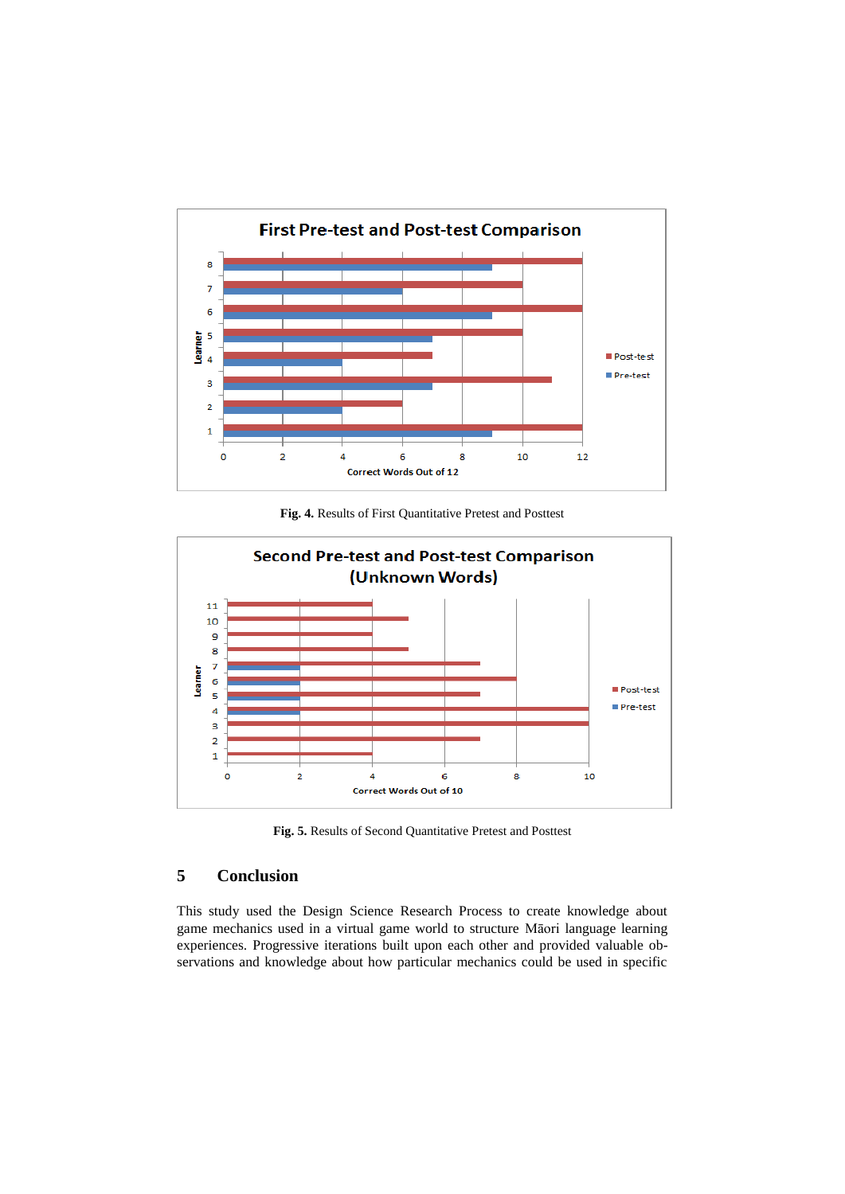**Fig. 4.** Results of First Quantitative Pretest and Posttest

**Fig. 5.** Results of Second Quantitative Pretest and Posttest

## 5 Conclusion

This study used the Design Science Research Process to create knowledge about game mechanics used in a virtual game world to structure Māori language learning experiences. Progressive iterations built upon each other and provided valuable observations and knowledge about how particular mechanics could be used in specific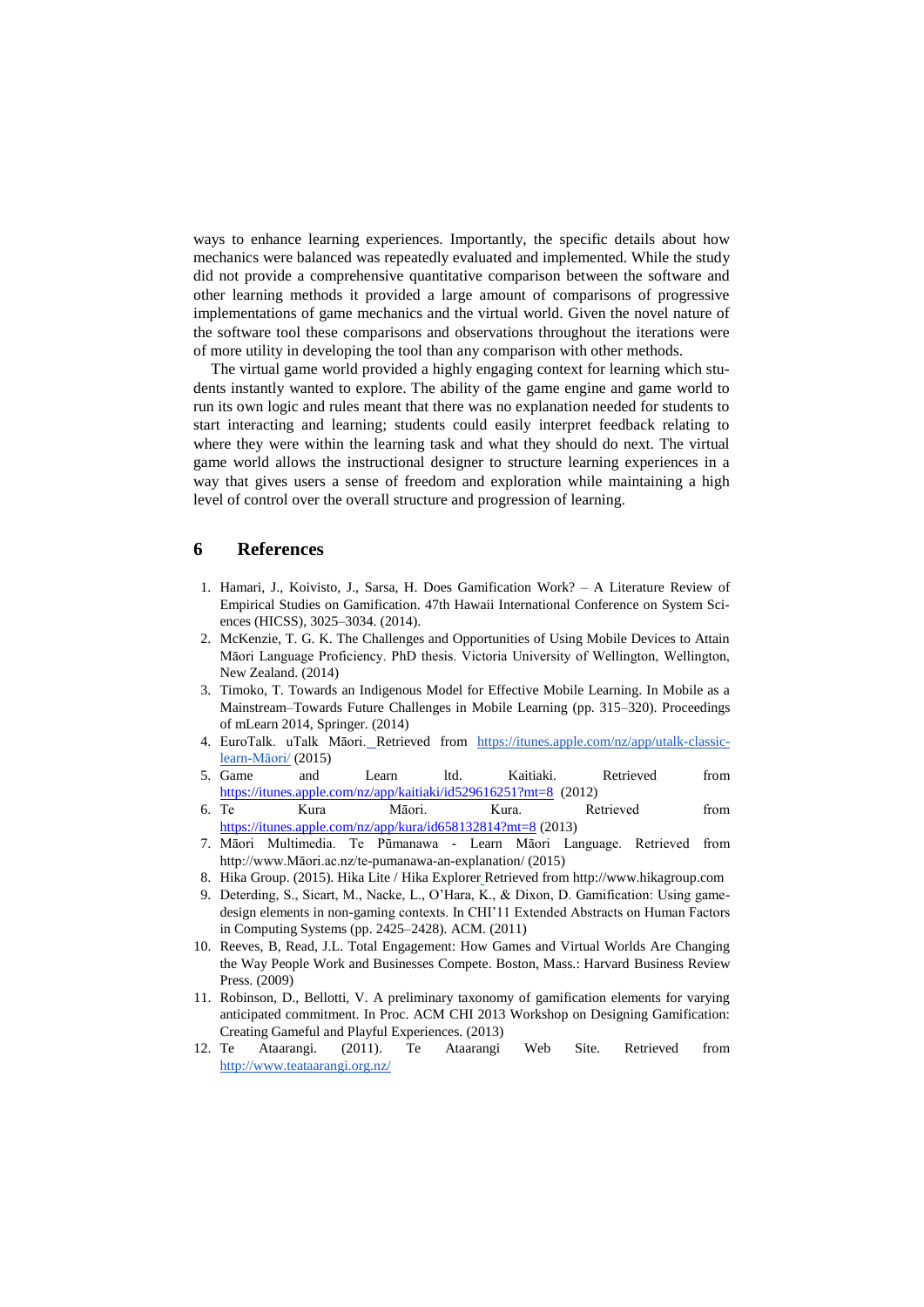ways to enhance learning experiences. Importantly, the specific details about how mechanics were balanced was repeatedly evaluated and implemented. While the study did not provide a comprehensive quantitative comparison between the software and other learning methods it provided a large amount of comparisons of progressive implementations of game mechanics and the virtual world. Given the novel nature of the software tool these comparisons and observations throughout the iterations were of more utility in developing the tool than any comparison with other methods.

The virtual game world provided a highly engaging context for learning which students instantly wanted to explore. The ability of the game engine and game world to run its own logic and rules meant that there was no explanation needed for students to start interacting and learning; students could easily interpret feedback relating to where they were within the learning task and what they should do next. The virtual game world allows the instructional designer to structure learning experiences in a way that gives users a sense of freedom and exploration while maintaining a high level of control over the overall structure and progression of learning.

## 6 References

1. Hamari, J., Koivisto, J., Sarsa, H. Does Gamification Work? – A Literature Review of Empirical Studies on Gamification. 47th Hawaii International Conference on System Sciences (HICSS), 3025–3034. (2014).
2. McKenzie, T. G. K. The Challenges and Opportunities of Using Mobile Devices to Attain Māori Language Proficiency. PhD thesis. Victoria University of Wellington, Wellington, New Zealand. (2014)
3. Timoko, T. Towards an Indigenous Model for Effective Mobile Learning. In Mobile as a Mainstream–Towards Future Challenges in Mobile Learning (pp. 315–320). Proceedings of mLearn 2014, Springer. (2014)
4. EuroTalk. uTalk Māori. Retrieved from https://itunes.apple.com/nz/app/utalk-classic-learn-Māori/ (2015)
5. Game and Learn ltd. Kaitiaki. Retrieved from https://itunes.apple.com/nz/app/kaitiaki/id529616251?mt=8 (2012)
6. Te Kura Māori. Kura. Retrieved from https://itunes.apple.com/nz/app/kura/id658132814?mt=8 (2013)
7. Māori Multimedia. Te Pūmanawa - Learn Māori Language. Retrieved from http://www.Māori.ac.nz/te-pumanawa-an-explanation/ (2015)
8. Hika Group. (2015). Hika Lite / Hika Explorer Retrieved from http://www.hikagroup.com
9. Deterding, S., Sicart, M., Nacke, L., O'Hara, K., & Dixon, D. Gamification: Using game-design elements in non-gaming contexts. In CHI'11 Extended Abstracts on Human Factors in Computing Systems (pp. 2425–2428). ACM. (2011)
10. Reeves, B, Read, J.L. Total Engagement: How Games and Virtual Worlds Are Changing the Way People Work and Businesses Compete. Boston, Mass.: Harvard Business Review Press. (2009)
11. Robinson, D., Bellotti, V. A preliminary taxonomy of gamification elements for varying anticipated commitment. In Proc. ACM CHI 2013 Workshop on Designing Gamification: Creating Gameful and Playful Experiences. (2013)
12. Te Ataarangi. (2011). Te Ataarangi Web Site. Retrieved from http://www.teataarangi.org.nz/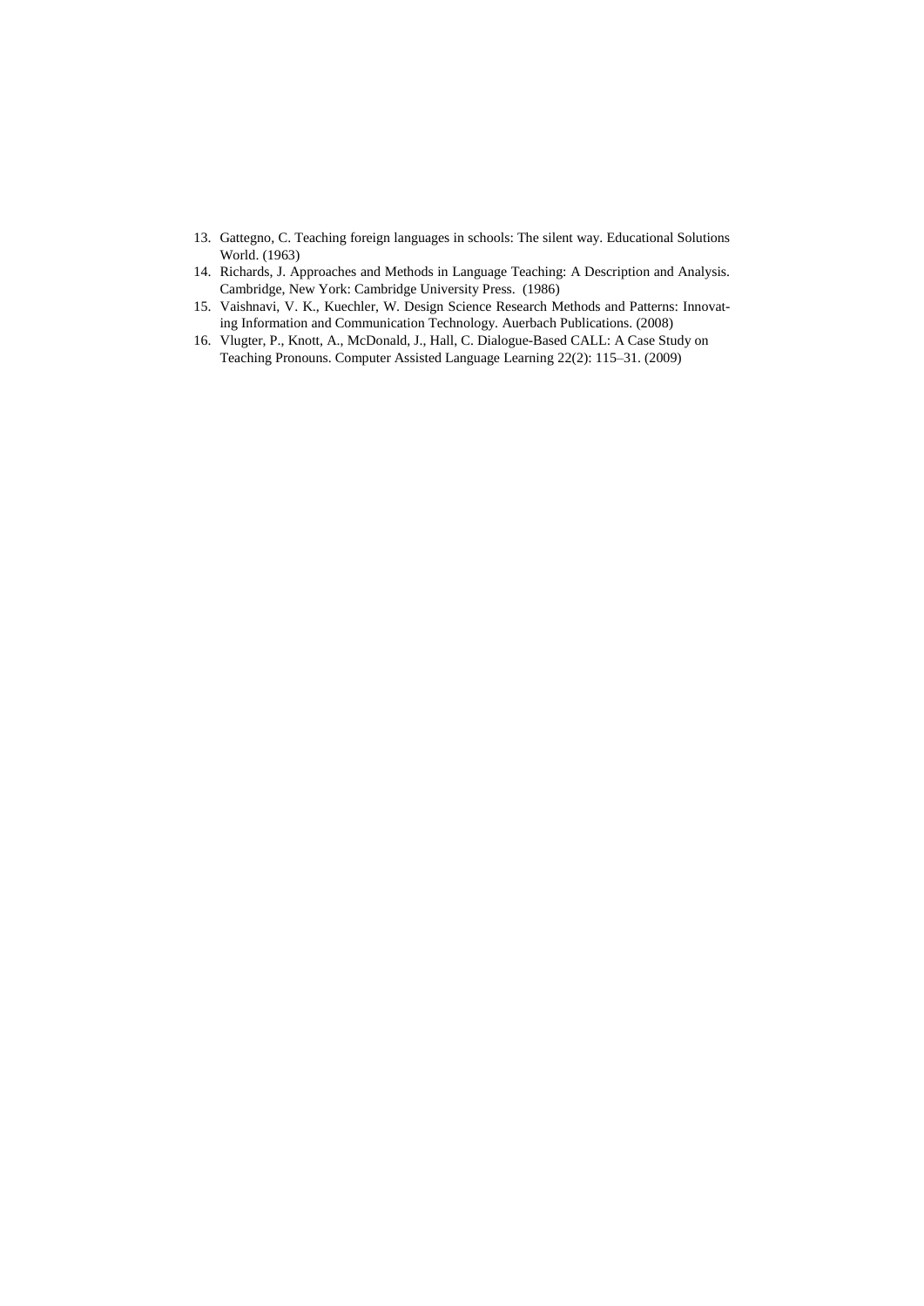13. Gattegno, C. Teaching foreign languages in schools: The silent way. Educational Solutions World. (1963)
14. Richards, J. Approaches and Methods in Language Teaching: A Description and Analysis. Cambridge, New York: Cambridge University Press. (1986)
15. Vaishnavi, V. K., Kuechler, W. Design Science Research Methods and Patterns: Innovating Information and Communication Technology. Auerbach Publications. (2008)
16. Vlugter, P., Knott, A., McDonald, J., Hall, C. Dialogue-Based CALL: A Case Study on Teaching Pronouns. Computer Assisted Language Learning 22(2): 115–31. (2009)